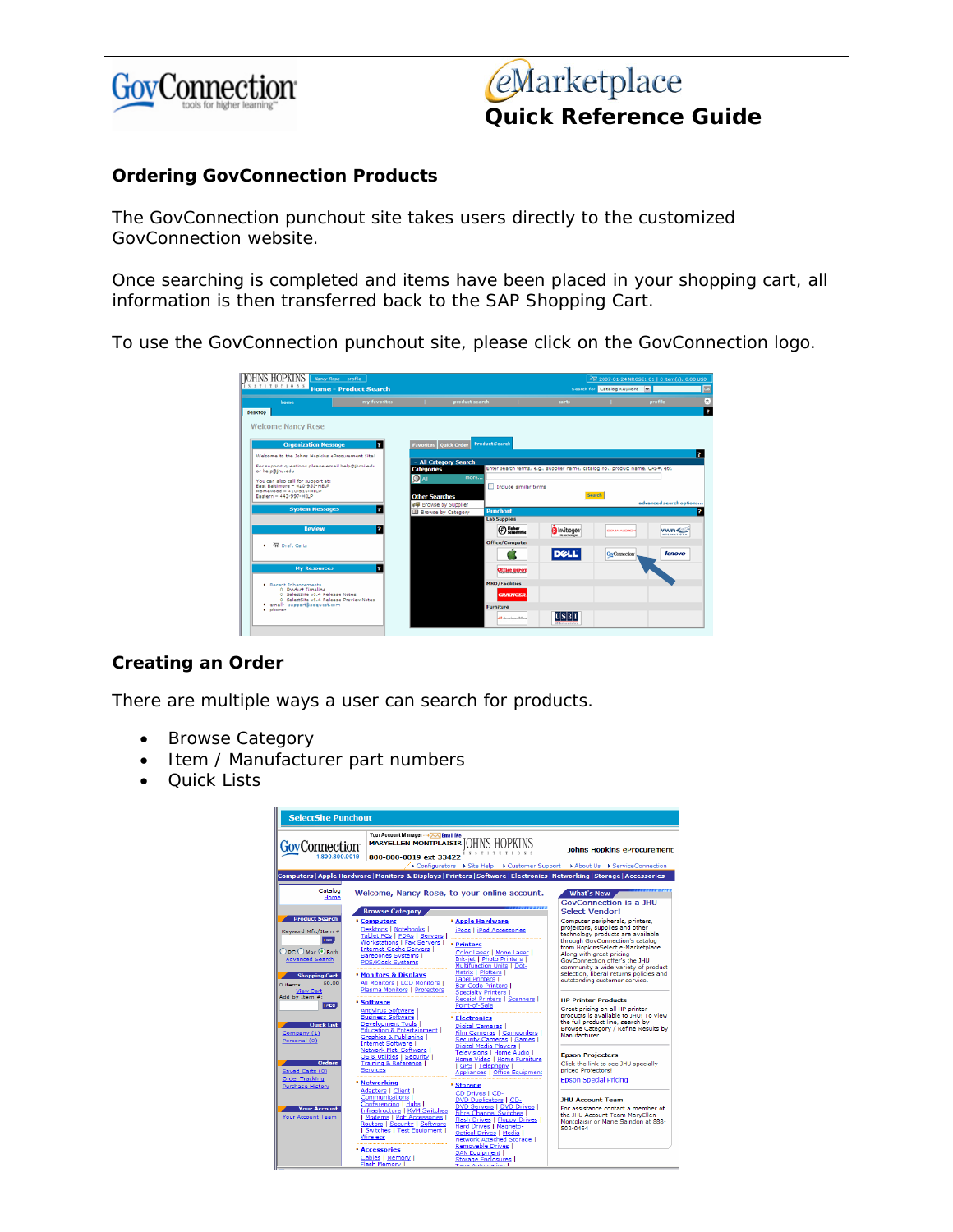GovConnection tools for higher learning

eMarketplace **Quick Reference Guide**

## Ordering GovConnection Products

The GovConnection punchout site takes users directly to the customized GovConnection website.

Once searching is completed and items have been placed in your shopping cart, all information is then transferred back to the SAP Shopping Cart.

To use the GovConnection punchout site, please click on the GovConnection logo.

## Creating an Order

There are multiple ways a user can search for products.

- Browse Category
- Item / Manufacturer part numbers
- Quick Lists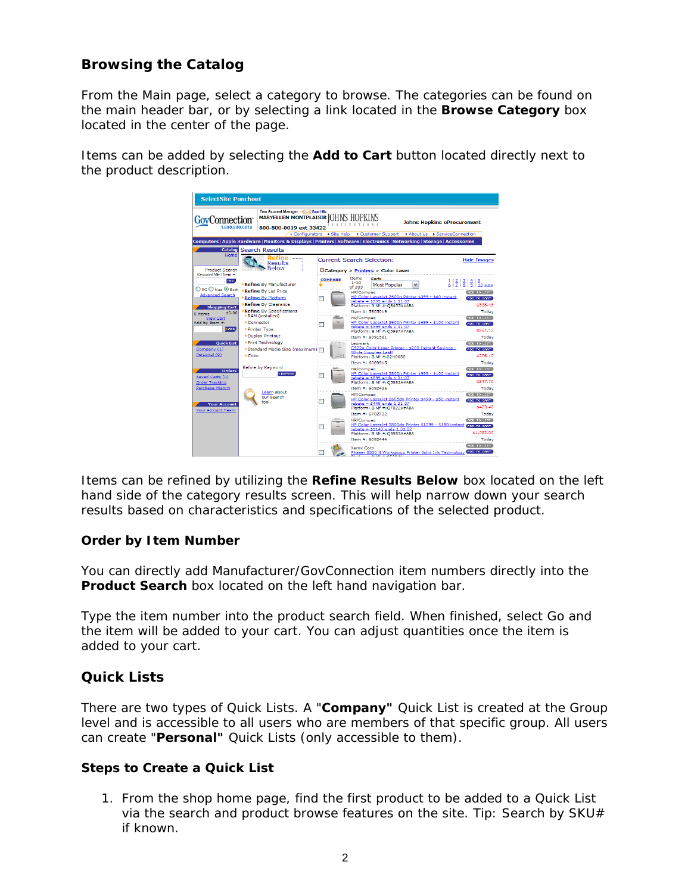## Browsing the Catalog

From the Main page, select a category to browse. The categories can be found on the main header bar, or by selecting a link located in the **Browse Category** box located in the center of the page.

Items can be added by selecting the **Add to Cart** button located directly next to the product description.

Items can be refined by utilizing the **Refine Results Below** box located on the left hand side of the category results screen. This will help narrow down your search results based on characteristics and specifications of the selected product.

### Order by Item Number

You can directly add Manufacturer/GovConnection item numbers directly into the **Product Search** box located on the left hand navigation bar.

Type the item number into the product search field. When finished, select Go and the item will be added to your cart. You can adjust quantities once the item is added to your cart.

## Quick Lists

There are two types of Quick Lists. A **"Company"** Quick List is created at the Group level and is accessible to all users who are members of that specific group. All users can create **"Personal"** Quick Lists (only accessible to them).

### Steps to Create a Quick List

1. From the shop home page, find the first product to be added to a Quick List via the search and product browse features on the site. Tip: Search by SKU# if known.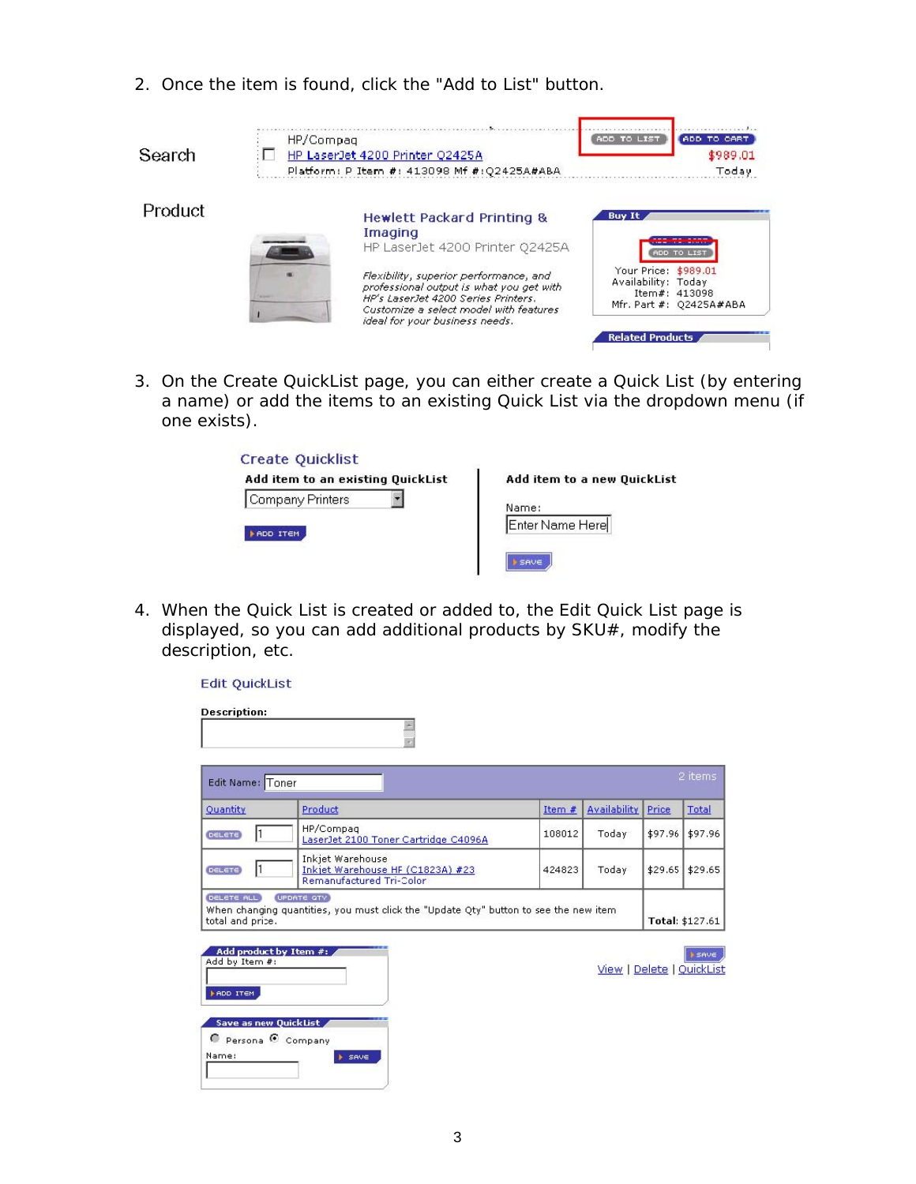2. Once the item is found, click the "Add to List" button.

Search

HP/Compaq
HP LaserJet 4200 Printer Q2425A
Platform: P Item #: 413098 Mf #:Q2425A#ABA

ADD TO LIST | ADD TO CART
$989.01
Today

Product

Hewlett Packard Printing & Imaging
HP LaserJet 4200 Printer Q2425A

*Flexibility, superior performance, and professional output is what you get with HP's LaserJet 4200 Series Printers. Customize a select model with features ideal for your business needs.*

Buy It
ADD TO CART
ADD TO LIST
Your Price: $989.01
Availability: Today
Item#: 413098
Mfr. Part #: Q2425A#ABA

Related Products

3. On the Create QuickList page, you can either create a Quick List (by entering a name) or add the items to an existing Quick List via the dropdown menu (if one exists).

Create Quicklist

**Add item to an existing QuickList**
Company Printers
ADD ITEM

**Add item to a new QuickList**
Name:
Enter Name Here
SAVE

4. When the Quick List is created or added to, the Edit Quick List page is displayed, so you can add additional products by SKU#, modify the description, etc.

Edit QuickList

**Description:**

Edit Name: Toner — 2 items

| Quantity | Product | Item # | Availability | Price | Total |
|---|---|---|---|---|---|
| DELETE 1 | HP/Compaq LaserJet 2100 Toner Cartridge C4096A | 108012 | Today | $97.96 | $97.96 |
| DELETE 1 | Inkjet Warehouse Inkjet Warehouse HF (C1823A) #23 Remanufactured Tri-Color | 424823 | Today | $29.65 | $29.65 |

DELETE ALL | UPDATE QTY
When changing quantities, you must click the "Update Qty" button to see the new item total and price.
**Total:** $127.61

Add product by Item #:
Add by Item #:
ADD ITEM

SAVE
View | Delete | QuickList

Save as new QuickList
Persona | Company
Name:
SAVE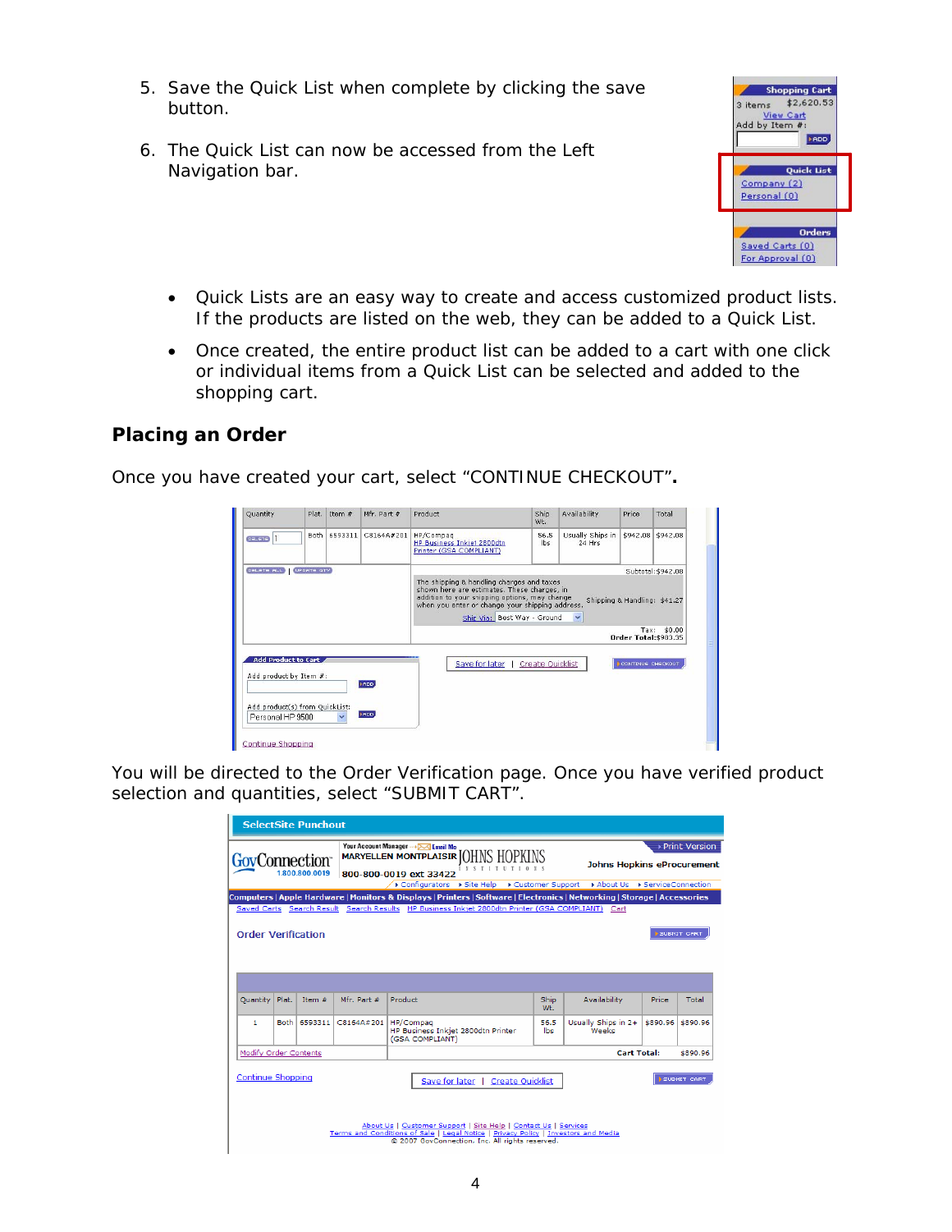5. Save the Quick List when complete by clicking the save button.

6. The Quick List can now be accessed from the Left Navigation bar.

- Quick Lists are an easy way to create and access customized product lists. If the products are listed on the web, they can be added to a Quick List.
- Once created, the entire product list can be added to a cart with one click or individual items from a Quick List can be selected and added to the shopping cart.

### Placing an Order

Once you have created your cart, select "CONTINUE CHECKOUT".

You will be directed to the Order Verification page. Once you have verified product selection and quantities, select "SUBMIT CART".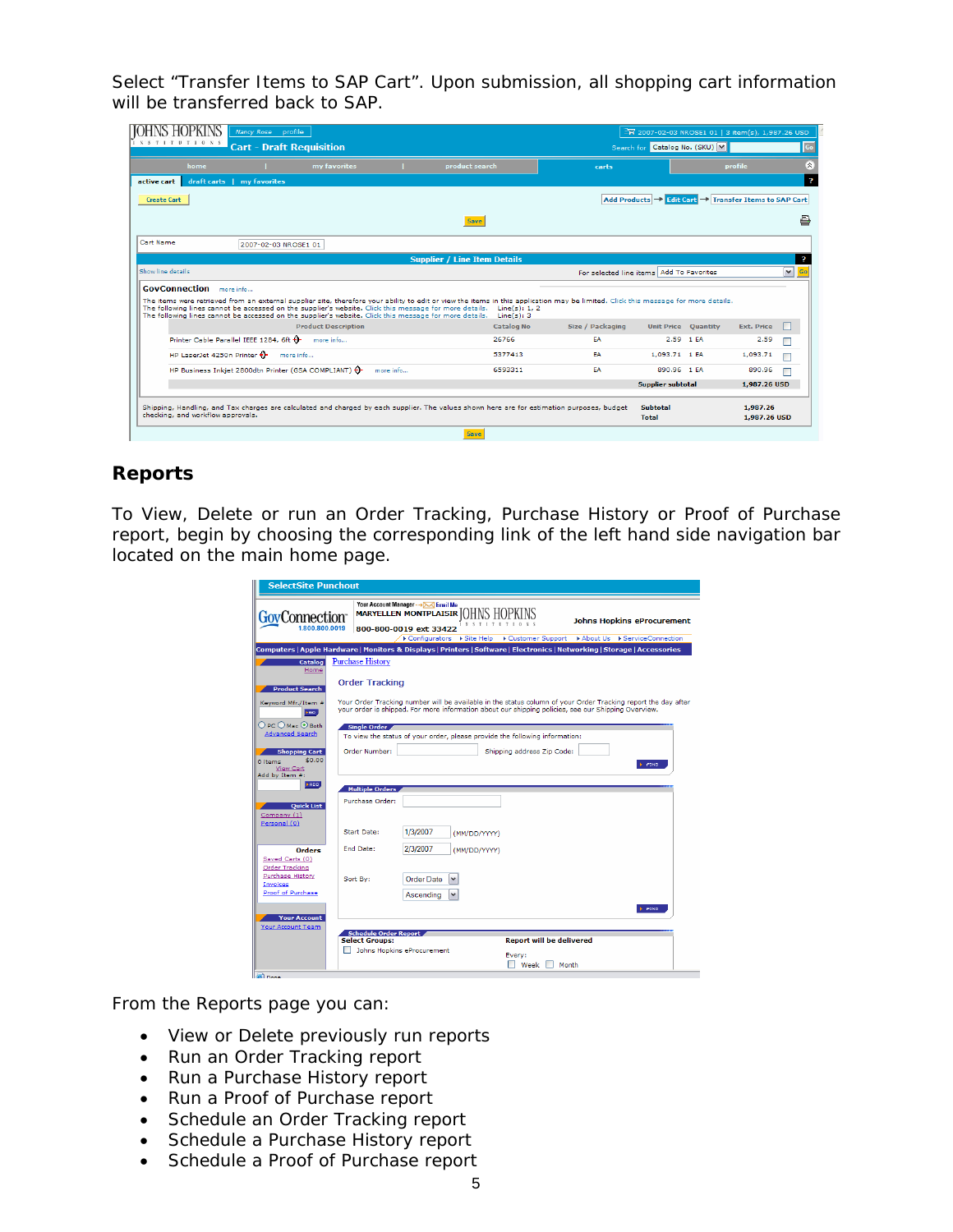Select “Transfer Items to SAP Cart”. Upon submission, all shopping cart information will be transferred back to SAP.

## Reports

To View, Delete or run an Order Tracking, Purchase History or Proof of Purchase report, begin by choosing the corresponding link of the left hand side navigation bar located on the main home page.

From the Reports page you can:

- View or Delete previously run reports
- Run an Order Tracking report
- Run a Purchase History report
- Run a Proof of Purchase report
- Schedule an Order Tracking report
- Schedule a Purchase History report
- Schedule a Proof of Purchase report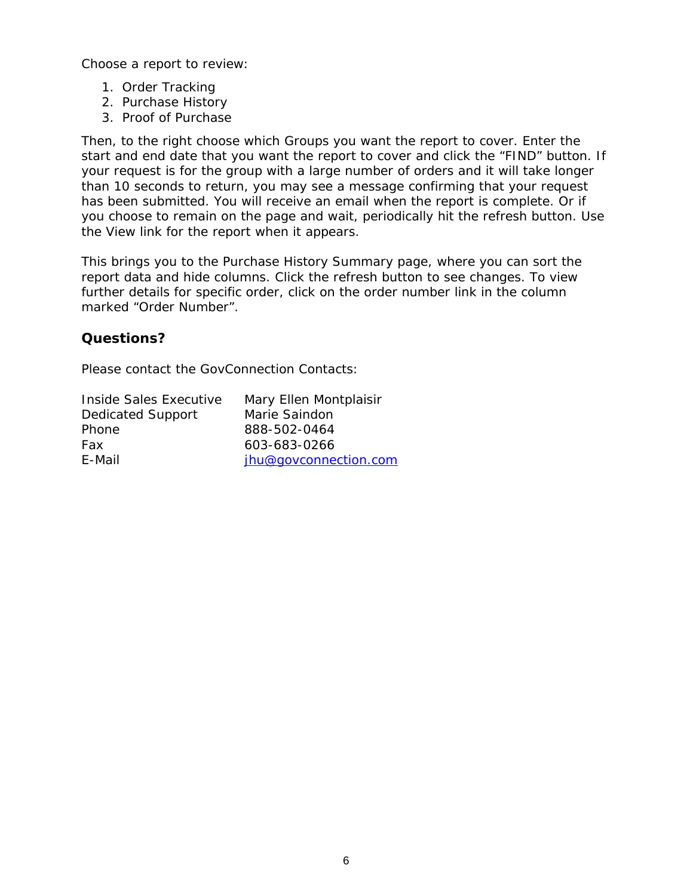Choose a report to review:

1. Order Tracking
2. Purchase History
3. Proof of Purchase

Then, to the right choose which Groups you want the report to cover. Enter the start and end date that you want the report to cover and click the "FIND" button. If your request is for the group with a large number of orders and it will take longer than 10 seconds to return, you may see a message confirming that your request has been submitted. You will receive an email when the report is complete. Or if you choose to remain on the page and wait, periodically hit the refresh button. Use the View link for the report when it appears.

This brings you to the Purchase History Summary page, where you can sort the report data and hide columns. Click the refresh button to see changes. To view further details for specific order, click on the order number link in the column marked "Order Number".

## Questions?

Please contact the GovConnection Contacts:

| | |
|---|---|
| Inside Sales Executive | Mary Ellen Montplaisir |
| Dedicated Support | Marie Saindon |
| Phone | 888-502-0464 |
| Fax | 603-683-0266 |
| E-Mail | jhu@govconnection.com |